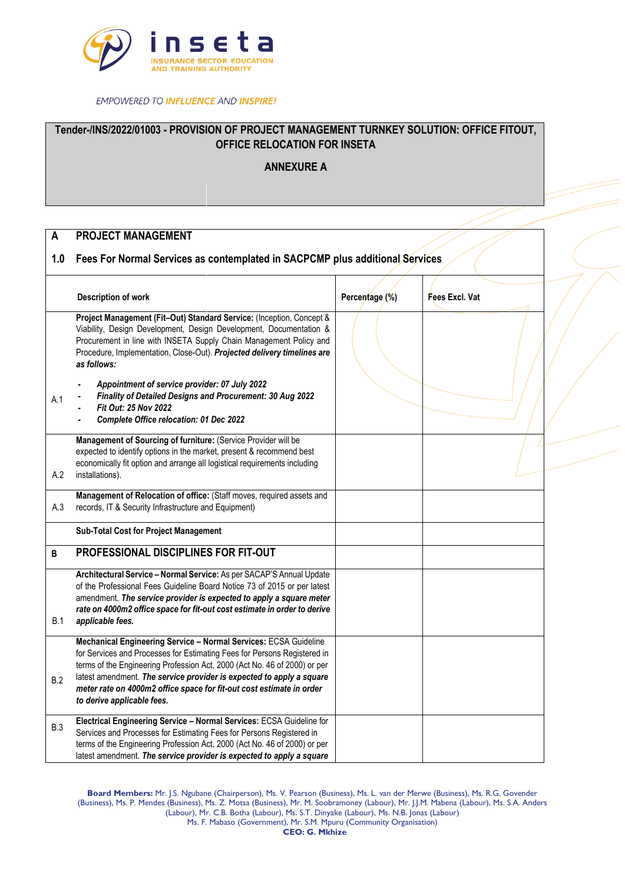**inseta**

INSURANCE SECTOR EDUCATION AND TRAINING AUTHORITY

*EMPOWERED TO INFLUENCE AND INSPIRE!*

## Tender-/INS/2022/01003 - PROVISION OF PROJECT MANAGEMENT TURNKEY SOLUTION: OFFICE FITOUT, OFFICE RELOCATION FOR INSETA

## ANNEXURE A

| | | | |
|---|---|---|---|
| **A** | **PROJECT MANAGEMENT** | | |
| **1.0** | **Fees For Normal Services as contemplated in SACPCMP plus additional Services** | | |
| | **Description of work** | **Percentage (%)** | **Fees Excl. Vat** |
| A.1 | **Project Management (Fit–Out) Standard Service:** (Inception, Concept & Viability, Design Development, Design Development, Documentation & Procurement in line with INSETA Supply Chain Management Policy and Procedure, Implementation, Close-Out). ***Projected delivery timelines are as follows:***<br>- ***Appointment of service provider: 07 July 2022***<br>- ***Finality of Detailed Designs and Procurement: 30 Aug 2022***<br>- ***Fit Out: 25 Nov 2022***<br>- ***Complete Office relocation: 01 Dec 2022*** | | |
| A.2 | **Management of Sourcing of furniture:** (Service Provider will be expected to identify options in the market, present & recommend best economically fit option and arrange all logistical requirements including installations). | | |
| A.3 | **Management of Relocation of office:** (Staff moves, required assets and records, IT & Security Infrastructure and Equipment) | | |
| | **Sub-Total Cost for Project Management** | | |
| **B** | **PROFESSIONAL DISCIPLINES FOR FIT-OUT** | | |
| B.1 | **Architectural Service – Normal Service:** As per SACAP'S Annual Update of the Professional Fees Guideline Board Notice 73 of 2015 or per latest amendment. ***The service provider is expected to apply a square meter rate on 4000m2 office space for fit-out cost estimate in order to derive applicable fees.*** | | |
| B.2 | **Mechanical Engineering Service – Normal Services:** ECSA Guideline for Services and Processes for Estimating Fees for Persons Registered in terms of the Engineering Profession Act, 2000 (Act No. 46 of 2000) or per latest amendment. ***The service provider is expected to apply a square meter rate on 4000m2 office space for fit-out cost estimate in order to derive applicable fees.*** | | |
| B.3 | **Electrical Engineering Service – Normal Services:** ECSA Guideline for Services and Processes for Estimating Fees for Persons Registered in terms of the Engineering Profession Act, 2000 (Act No. 46 of 2000) or per latest amendment. ***The service provider is expected to apply a square*** | | |

**Board Members:** Mr. J.S. Ngubane (Chairperson), Ms. V. Pearson (Business), Ms. L. van der Merwe (Business), Ms. R.G. Govender (Business), Ms. P. Mendes (Business), Ms. Z. Motsa (Business), Mr. M. Soobramoney (Labour), Mr. J.J.M. Mabena (Labour), Ms. S.A. Anders (Labour), Mr. C.B. Botha (Labour), Ms. S.T. Dinyake (Labour), Ms. N.B. Jonas (Labour)
Ms. F. Mabaso (Government), Mr. S.M. Mpuru (Community Organisation)
**CEO: G. Mkhize**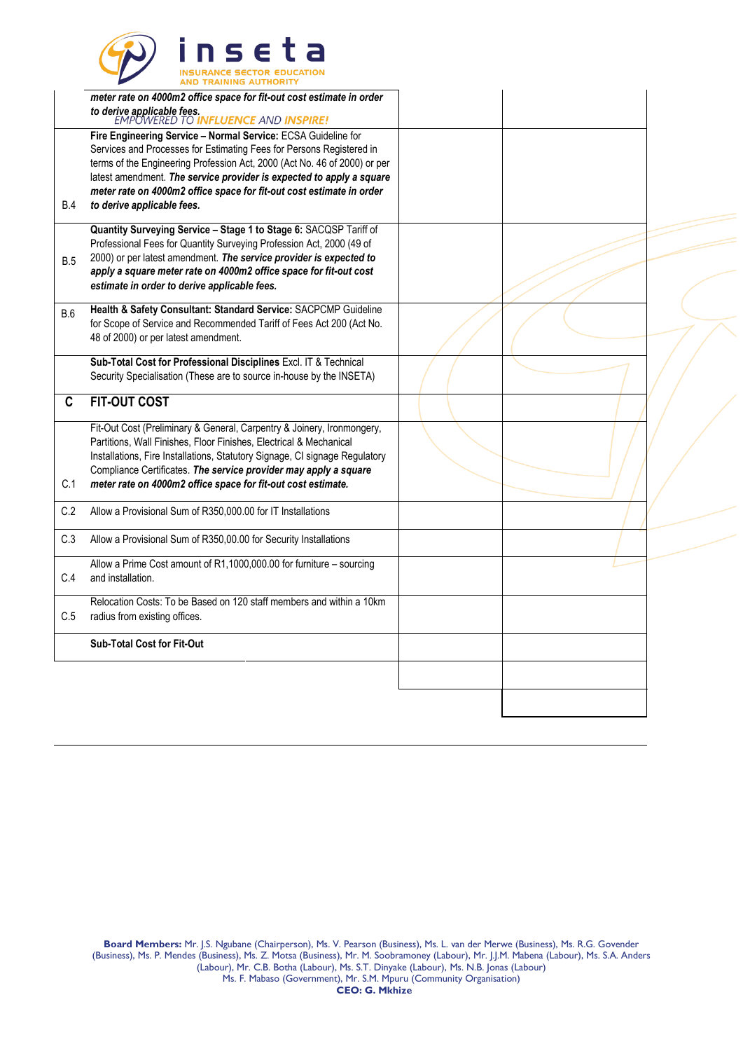| | | | |
|---|---|---|---|
| | ***meter rate on 4000m2 office space for fit-out cost estimate in order to derive applicable fees.*** | | |
| B.4 | **Fire Engineering Service – Normal Service:** ECSA Guideline for Services and Processes for Estimating Fees for Persons Registered in terms of the Engineering Profession Act, 2000 (Act No. 46 of 2000) or per latest amendment. ***The service provider is expected to apply a square meter rate on 4000m2 office space for fit-out cost estimate in order to derive applicable fees.*** | | |
| B.5 | **Quantity Surveying Service – Stage 1 to Stage 6:** SACQSP Tariff of Professional Fees for Quantity Surveying Profession Act, 2000 (49 of 2000) or per latest amendment. ***The service provider is expected to apply a square meter rate on 4000m2 office space for fit-out cost estimate in order to derive applicable fees.*** | | |
| B.6 | **Health & Safety Consultant: Standard Service:** SACPCMP Guideline for Scope of Service and Recommended Tariff of Fees Act 200 (Act No. 48 of 2000) or per latest amendment. | | |
| | **Sub-Total Cost for Professional Disciplines** Excl. IT & Technical Security Specialisation (These are to source in-house by the INSETA) | | |
| **C** | **FIT-OUT COST** | | |
| C.1 | Fit-Out Cost (Preliminary & General, Carpentry & Joinery, Ironmongery, Partitions, Wall Finishes, Floor Finishes, Electrical & Mechanical Installations, Fire Installations, Statutory Signage, CI signage Regulatory Compliance Certificates. ***The service provider may apply a square meter rate on 4000m2 office space for fit-out cost estimate.*** | | |
| C.2 | Allow a Provisional Sum of R350,000.00 for IT Installations | | |
| C.3 | Allow a Provisional Sum of R350,00.00 for Security Installations | | |
| C.4 | Allow a Prime Cost amount of R1,1000,000.00 for furniture – sourcing and installation. | | |
| C.5 | Relocation Costs: To be Based on 120 staff members and within a 10km radius from existing offices. | | |
| | **Sub-Total Cost for Fit-Out** | | |
| | | | |
| | | | |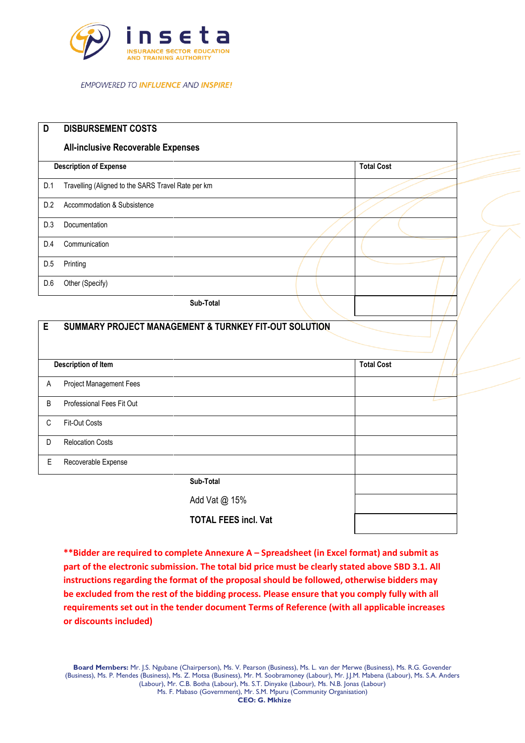inseta

INSURANCE SECTOR EDUCATION AND TRAINING AUTHORITY

*EMPOWERED TO **INFLUENCE** AND **INSPIRE!***

| | | |
|---|---|---|
| **D** | **DISBURSEMENT COSTS**<br><br>**All-inclusive Recoverable Expenses** | |
| | **Description of Expense** | **Total Cost** |
| D.1 | Travelling (Aligned to the SARS Travel Rate per km | |
| D.2 | Accommodation & Subsistence | |
| D.3 | Documentation | |
| D.4 | Communication | |
| D.5 | Printing | |
| D.6 | Other (Specify) | |
| | **Sub-Total** | |

| | | |
|---|---|---|
| **E** | **SUMMARY PROJECT MANAGEMENT & TURNKEY FIT-OUT SOLUTION** | |
| | **Description of Item** | **Total Cost** |
| A | Project Management Fees | |
| B | Professional Fees Fit Out | |
| C | Fit-Out Costs | |
| D | Relocation Costs | |
| E | Recoverable Expense | |
| | **Sub-Total** | |
| | Add Vat @ 15% | |
| | **TOTAL FEES incl. Vat** | |

****Bidder are required to complete Annexure A – Spreadsheet (in Excel format) and submit as part of the electronic submission. The total bid price must be clearly stated above SBD 3.1. All instructions regarding the format of the proposal should be followed, otherwise bidders may be excluded from the rest of the bidding process. Please ensure that you comply fully with all requirements set out in the tender document Terms of Reference (with all applicable increases or discounts included)**

**Board Members:** Mr. J.S. Ngubane (Chairperson), Ms. V. Pearson (Business), Ms. L. van der Merwe (Business), Ms. R.G. Govender (Business), Ms. P. Mendes (Business), Ms. Z. Motsa (Business), Mr. M. Soobramoney (Labour), Mr. J.J.M. Mabena (Labour), Ms. S.A. Anders (Labour), Mr. C.B. Botha (Labour), Ms. S.T. Dinyake (Labour), Ms. N.B. Jonas (Labour)
Ms. F. Mabaso (Government), Mr. S.M. Mpuru (Community Organisation)
**CEO: G. Mkhize**